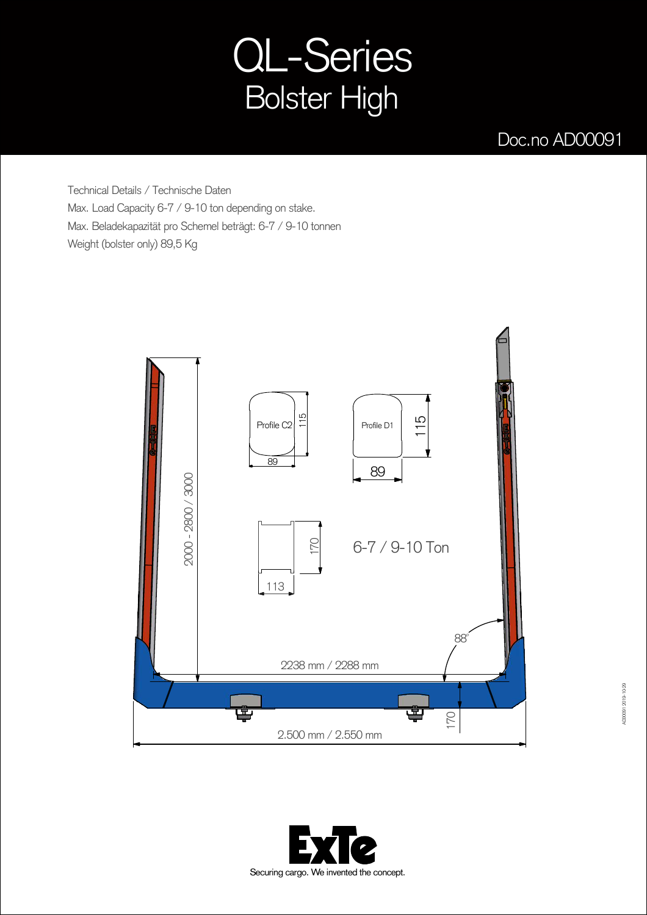# QL-Series
## Bolster High

Doc.no AD00091

Technical Details / Technische Daten

Max. Load Capacity 6-7 / 9-10 ton depending on stake.

Max. Beladekapazität pro Schemel beträgt: 6-7 / 9-10 tonnen

Weight (bolster only) 89,5 Kg

Profile C2

115

89

Profile D1

115

89

2000 - 2800 / 3000

170

113

6-7 / 9-10 Ton

88°

2238 mm / 2288 mm

170

2.500 mm / 2.550 mm

ExTe

Securing cargo. We invented the concept.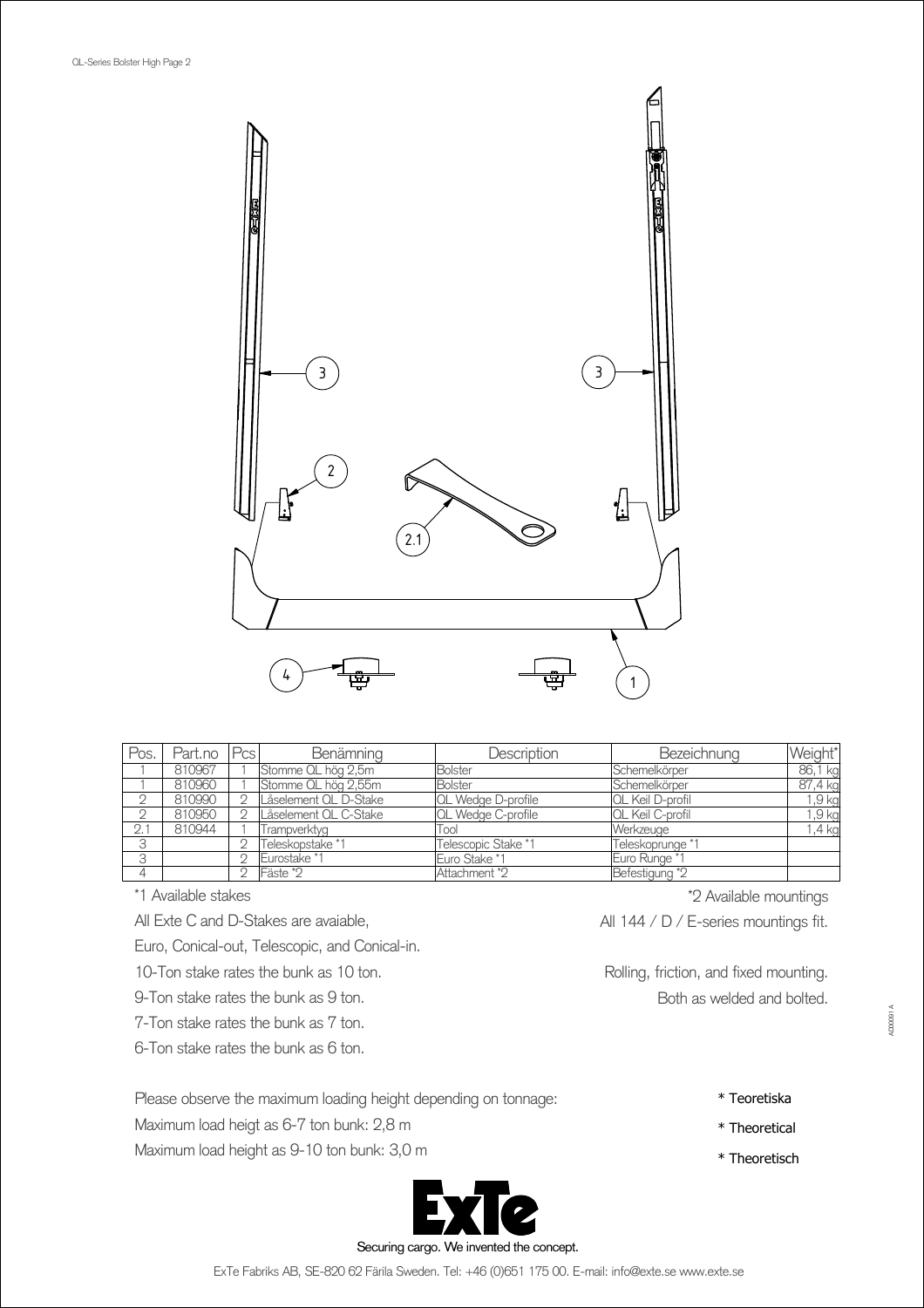| Pos. | Part.no | Pcs | Benämning | Description | Bezeichnung | Weight* |
|---|---|---|---|---|---|---|
| 1 | 810967 | 1 | Stomme QL hög 2,5m | Bolster | Schemelkörper | 86,1 kg |
| 1 | 810960 | 1 | Stomme QL hög 2,55m | Bolster | Schemelkörper | 87,4 kg |
| 2 | 810990 | 2 | Låselement QL D-Stake | QL Wedge D-profile | QL Keil D-profil | 1,9 kg |
| 2 | 810950 | 2 | Låselement QL C-Stake | QL Wedge C-profile | QL Keil C-profil | 1,9 kg |
| 2.1 | 810944 | 1 | Trampverktyg | Tool | Werkzeuge | 1,4 kg |
| 3 | | 2 | Teleskopstake *1 | Telescopic Stake *1 | Teleskoprunge *1 | |
| 3 | | 2 | Eurostake *1 | Euro Stake *1 | Euro Runge *1 | |
| 4 | | 2 | Fäste *2 | Attachment *2 | Befestigung *2 | |

*1 Available stakes

All Exte C and D-Stakes are avaiable,

Euro, Conical-out, Telescopic, and Conical-in.

10-Ton stake rates the bunk as 10 ton.

9-Ton stake rates the bunk as 9 ton.

7-Ton stake rates the bunk as 7 ton.

6-Ton stake rates the bunk as 6 ton.

*2 Available mountings

All 144 / D / E-series mountings fit.

Rolling, friction, and fixed mounting.

Both as welded and bolted.

Please observe the maximum loading height depending on tonnage:

Maximum load heigt as 6-7 ton bunk: 2,8 m

Maximum load height as 9-10 ton bunk: 3,0 m

\* Teoretiska

\* Theoretical

\* Theoretisch

Securing cargo. We invented the concept.

ExTe Fabriks AB, SE-820 62 Färila Sweden. Tel: +46 (0)651 175 00. E-mail: info@exte.se www.exte.se